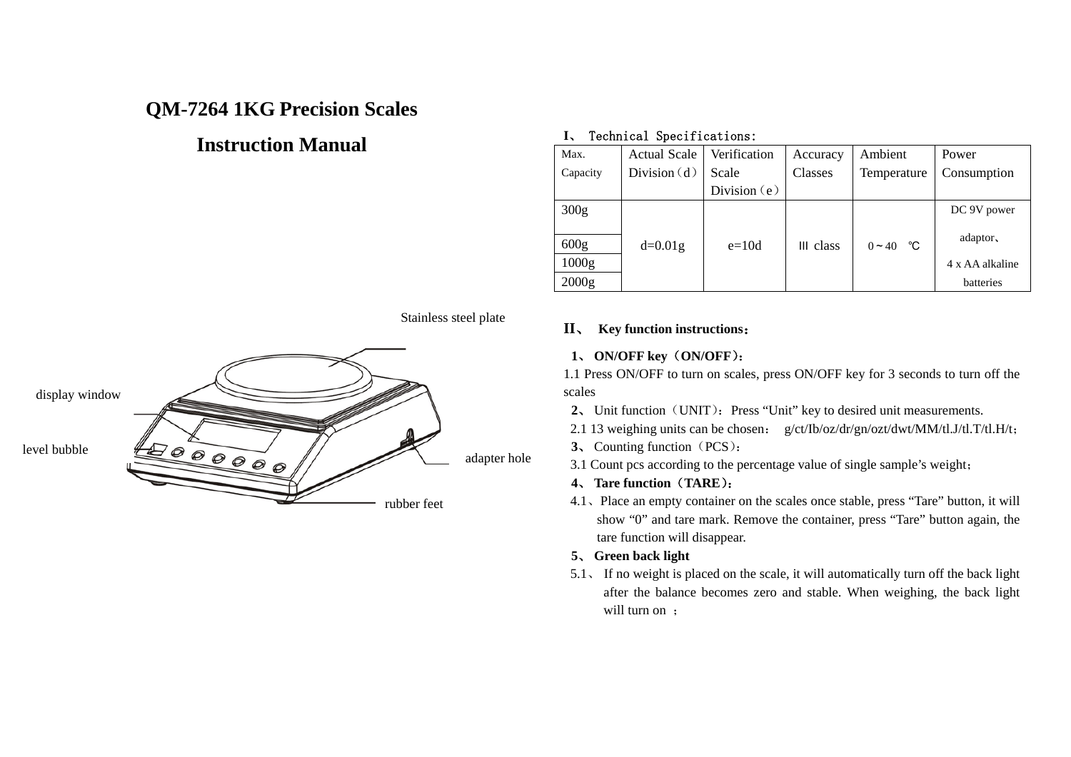# QM-7264 1KG Precision Scales

# Instruction Manual

Stainless steel plate

display window

level bubble

adapter hole

rubber feet

## I、 Technical Specifications:

| Max. Capacity | Actual Scale Division（d） | Verification Scale Division（e） | Accuracy Classes | Ambient Temperature | Power Consumption |
|---|---|---|---|---|---|
| 300g | d=0.01g | e=10d | Ⅲ class | 0～40 ℃ | DC 9V power adaptor、4 x AA alkaline batteries |
| 600g | | | | | |
| 1000g | | | | | |
| 2000g | | | | | |

## II、 Key function instructions：

**1、 ON/OFF key（ON/OFF）：**

1.1 Press ON/OFF to turn on scales, press ON/OFF key for 3 seconds to turn off the scales

**2、** Unit function（UNIT）：Press “Unit” key to desired unit measurements.

2.1 13 weighing units can be chosen： g/ct/Ib/oz/dr/gn/ozt/dwt/MM/tl.J/tl.T/tl.H/t；

**3、** Counting function（PCS）：

3.1 Count pcs according to the percentage value of single sample’s weight；

**4、 Tare function（TARE）：**

4.1、Place an empty container on the scales once stable, press “Tare” button, it will show “0” and tare mark. Remove the container, press “Tare” button again, the tare function will disappear.

**5、 Green back light**

5.1、 If no weight is placed on the scale, it will automatically turn off the back light after the balance becomes zero and stable. When weighing, the back light will turn on ；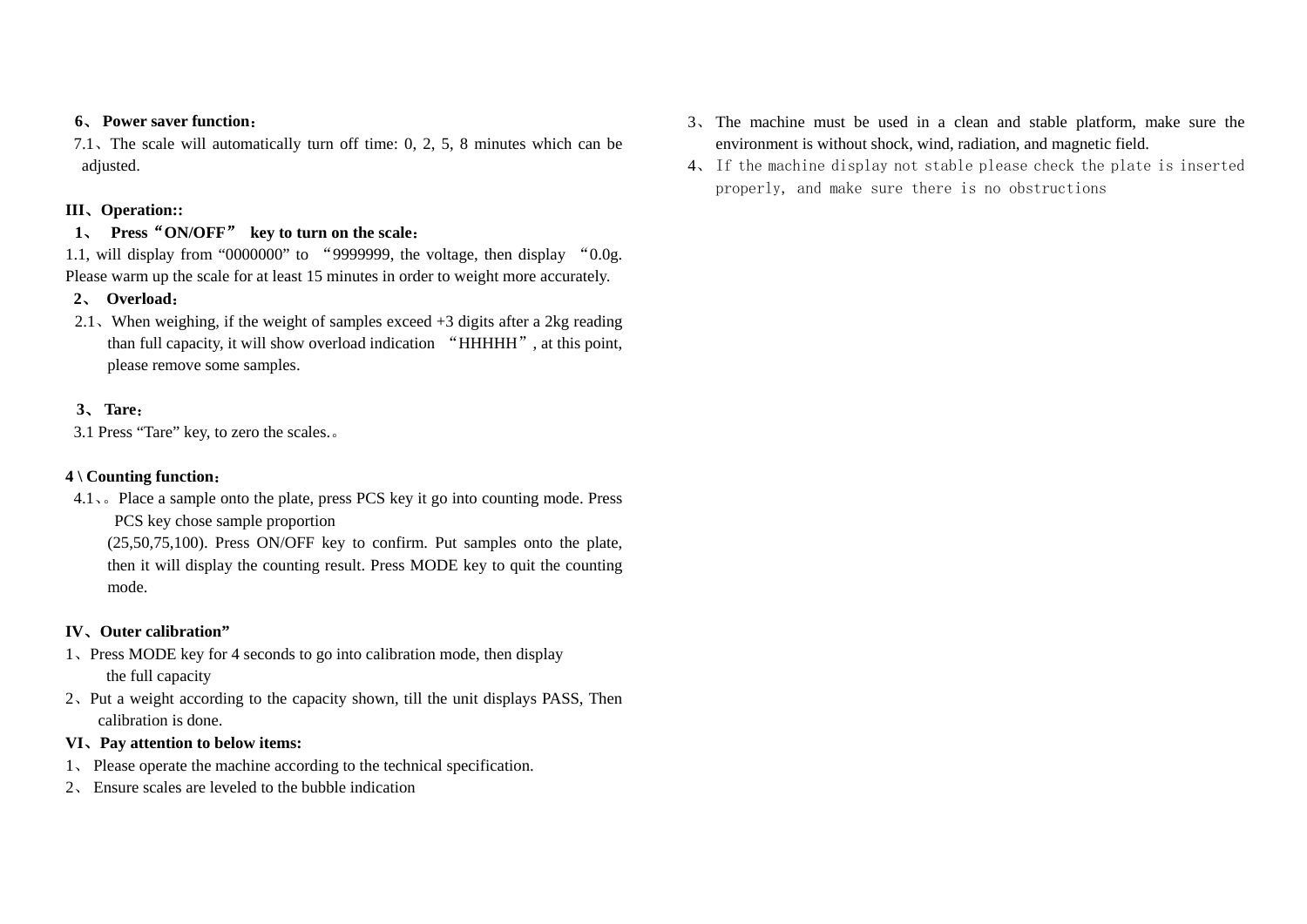**6、 Power saver function：**

7.1、The scale will automatically turn off time: 0, 2, 5, 8 minutes which can be adjusted.

**III、Operation::**

**1、 Press“ON/OFF” key to turn on the scale：**

1.1, will display from “0000000” to “9999999, the voltage, then display “0.0g. Please warm up the scale for at least 15 minutes in order to weight more accurately.

**2、 Overload：**

2.1、When weighing, if the weight of samples exceed +3 digits after a 2kg reading than full capacity, it will show overload indication “HHHHH”, at this point, please remove some samples.

**3、 Tare：**

3.1 Press “Tare” key, to zero the scales.。

**4 \ Counting function：**

4.1、。Place a sample onto the plate, press PCS key it go into counting mode. Press PCS key chose sample proportion (25,50,75,100). Press ON/OFF key to confirm. Put samples onto the plate, then it will display the counting result. Press MODE key to quit the counting mode.

**IV、Outer calibration”**

1、Press MODE key for 4 seconds to go into calibration mode, then display the full capacity

2、Put a weight according to the capacity shown, till the unit displays PASS, Then calibration is done.

**VI、Pay attention to below items:**

1、 Please operate the machine according to the technical specification.

2、 Ensure scales are leveled to the bubble indication

3、 The machine must be used in a clean and stable platform, make sure the environment is without shock, wind, radiation, and magnetic field.

4、 If the machine display not stable please check the plate is inserted properly, and make sure there is no obstructions